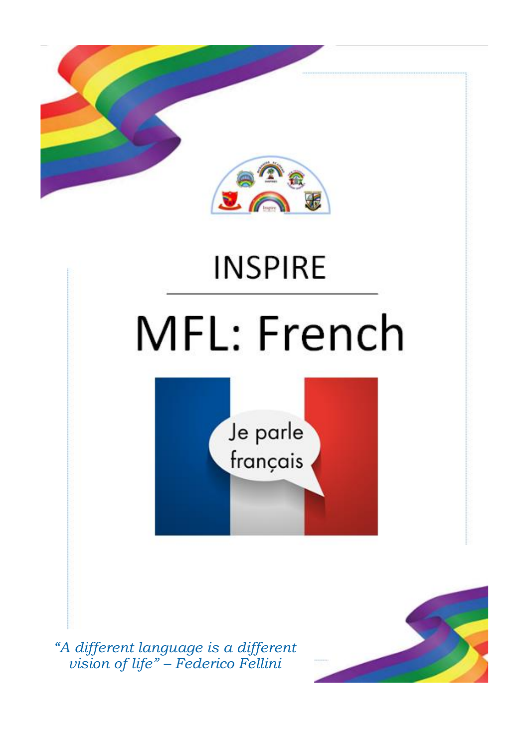# INSPIRE

# MFL: French

*"A different language is a different vision of life" – Federico Fellini*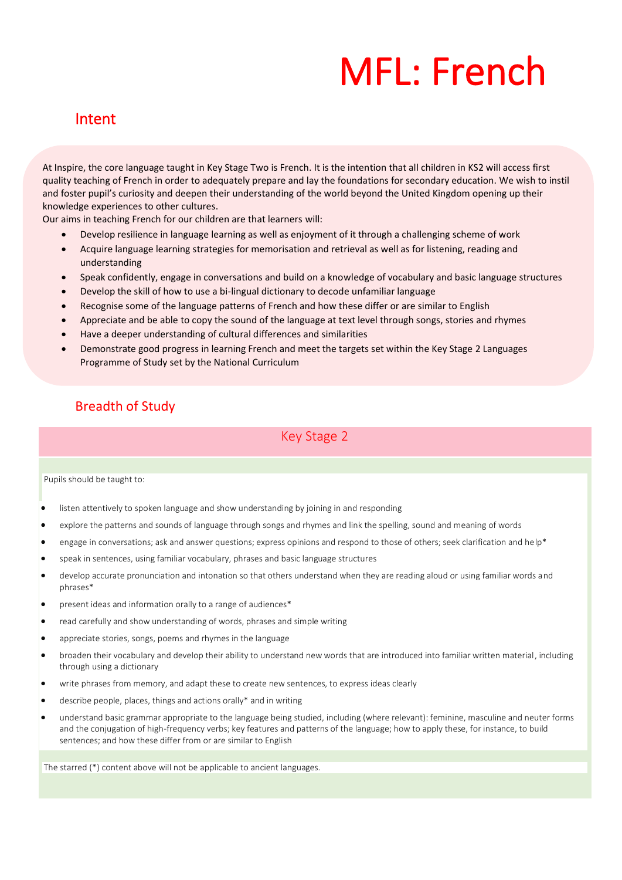# MFL: French

## Intent

At Inspire, the core language taught in Key Stage Two is French. It is the intention that all children in KS2 will access first quality teaching of French in order to adequately prepare and lay the foundations for secondary education. We wish to instil and foster pupil's curiosity and deepen their understanding of the world beyond the United Kingdom opening up their knowledge experiences to other cultures.

Our aims in teaching French for our children are that learners will:

- Develop resilience in language learning as well as enjoyment of it through a challenging scheme of work
- Acquire language learning strategies for memorisation and retrieval as well as for listening, reading and understanding
- Speak confidently, engage in conversations and build on a knowledge of vocabulary and basic language structures
- Develop the skill of how to use a bi-lingual dictionary to decode unfamiliar language
- Recognise some of the language patterns of French and how these differ or are similar to English
- Appreciate and be able to copy the sound of the language at text level through songs, stories and rhymes
- Have a deeper understanding of cultural differences and similarities
- Demonstrate good progress in learning French and meet the targets set within the Key Stage 2 Languages Programme of Study set by the National Curriculum

## Breadth of Study

### Key Stage 2

Pupils should be taught to:

- listen attentively to spoken language and show understanding by joining in and responding
- explore the patterns and sounds of language through songs and rhymes and link the spelling, sound and meaning of words
- engage in conversations; ask and answer questions; express opinions and respond to those of others; seek clarification and help*
- speak in sentences, using familiar vocabulary, phrases and basic language structures
- develop accurate pronunciation and intonation so that others understand when they are reading aloud or using familiar words and phrases*
- present ideas and information orally to a range of audiences*
- read carefully and show understanding of words, phrases and simple writing
- appreciate stories, songs, poems and rhymes in the language
- broaden their vocabulary and develop their ability to understand new words that are introduced into familiar written material, including through using a dictionary
- write phrases from memory, and adapt these to create new sentences, to express ideas clearly
- describe people, places, things and actions orally* and in writing
- understand basic grammar appropriate to the language being studied, including (where relevant): feminine, masculine and neuter forms and the conjugation of high-frequency verbs; key features and patterns of the language; how to apply these, for instance, to build sentences; and how these differ from or are similar to English

The starred (*) content above will not be applicable to ancient languages.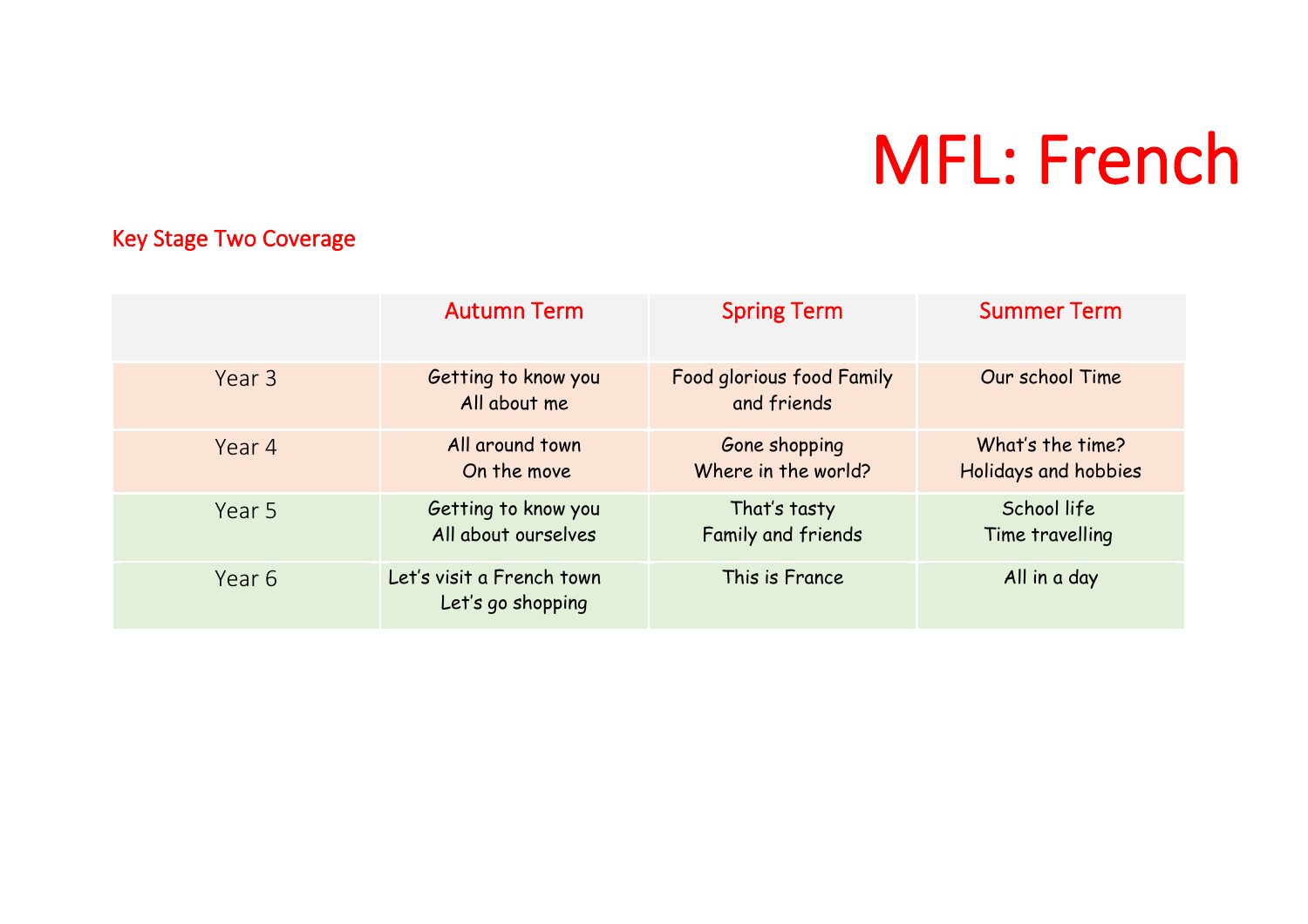# MFL: French

## Key Stage Two Coverage

| | Autumn Term | Spring Term | Summer Term |
|---|---|---|---|
| Year 3 | Getting to know you<br>All about me | Food glorious food Family and friends | Our school Time |
| Year 4 | All around town<br>On the move | Gone shopping<br>Where in the world? | What's the time?<br>Holidays and hobbies |
| Year 5 | Getting to know you<br>All about ourselves | That's tasty<br>Family and friends | School life<br>Time travelling |
| Year 6 | Let's visit a French town<br>Let's go shopping | This is France | All in a day |